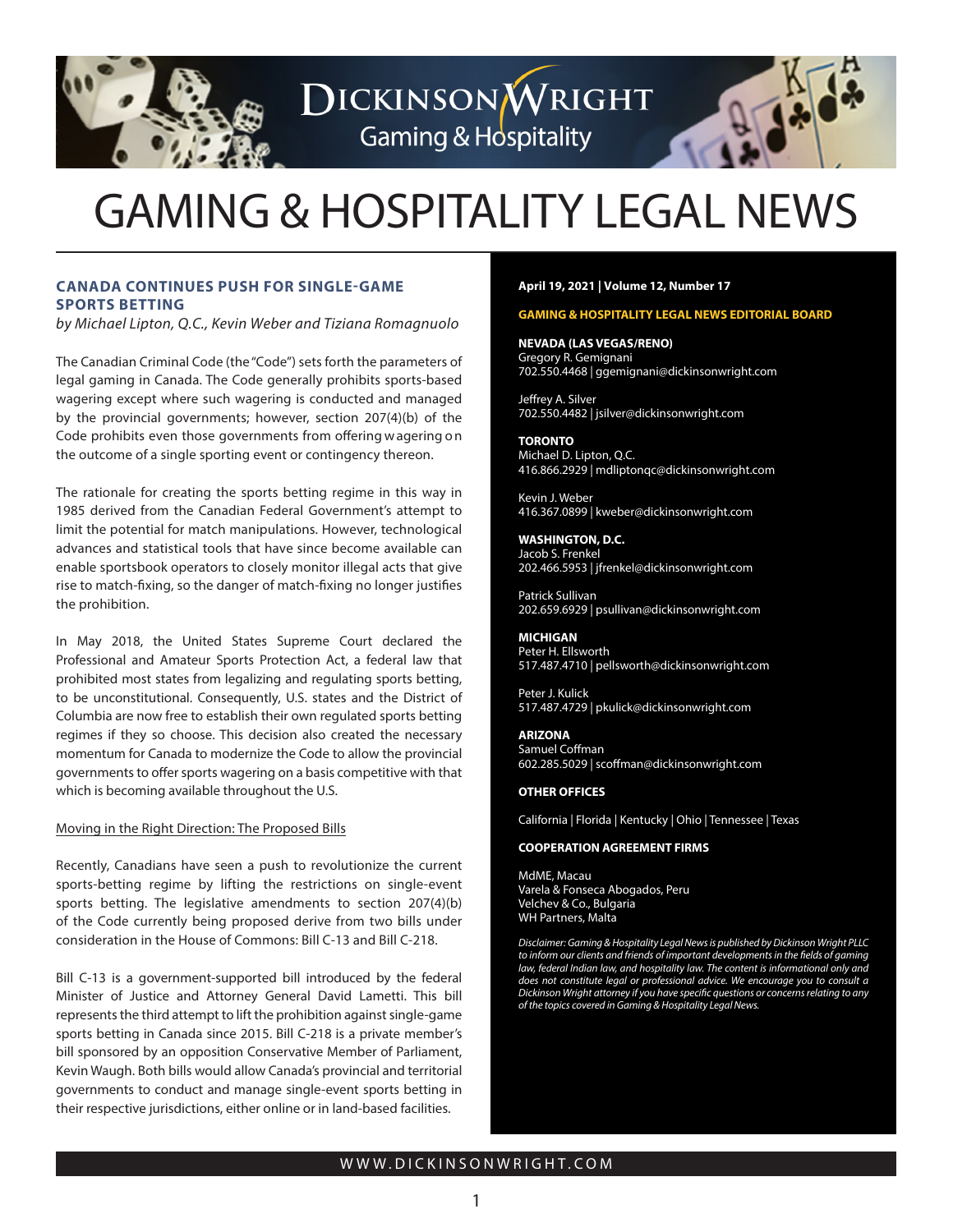# GAMING & HOSPITALITY LEGAL NEWS

## CANADA CONTINUES PUSH FOR SINGLE-GAME SPORTS BETTING

*by Michael Lipton, Q.C., Kevin Weber and Tiziana Romagnuolo*

The Canadian Criminal Code (the "Code") sets forth the parameters of legal gaming in Canada. The Code generally prohibits sports-based wagering except where such wagering is conducted and managed by the provincial governments; however, section 207(4)(b) of the Code prohibits even those governments from offering wagering on the outcome of a single sporting event or contingency thereon.

The rationale for creating the sports betting regime in this way in 1985 derived from the Canadian Federal Government's attempt to limit the potential for match manipulations. However, technological advances and statistical tools that have since become available can enable sportsbook operators to closely monitor illegal acts that give rise to match-fixing, so the danger of match-fixing no longer justifies the prohibition.

In May 2018, the United States Supreme Court declared the Professional and Amateur Sports Protection Act, a federal law that prohibited most states from legalizing and regulating sports betting, to be unconstitutional. Consequently, U.S. states and the District of Columbia are now free to establish their own regulated sports betting regimes if they so choose. This decision also created the necessary momentum for Canada to modernize the Code to allow the provincial governments to offer sports wagering on a basis competitive with that which is becoming available throughout the U.S.

### Moving in the Right Direction: The Proposed Bills

Recently, Canadians have seen a push to revolutionize the current sports-betting regime by lifting the restrictions on single-event sports betting. The legislative amendments to section 207(4)(b) of the Code currently being proposed derive from two bills under consideration in the House of Commons: Bill C-13 and Bill C-218.

Bill C-13 is a government-supported bill introduced by the federal Minister of Justice and Attorney General David Lametti. This bill represents the third attempt to lift the prohibition against single-game sports betting in Canada since 2015. Bill C-218 is a private member's bill sponsored by an opposition Conservative Member of Parliament, Kevin Waugh. Both bills would allow Canada's provincial and territorial governments to conduct and manage single-event sports betting in their respective jurisdictions, either online or in land-based facilities.

**April 19, 2021 | Volume 12, Number 17**

**GAMING & HOSPITALITY LEGAL NEWS EDITORIAL BOARD**

**NEVADA (LAS VEGAS/RENO)**
Gregory R. Gemignani
702.550.4468 | ggemignani@dickinsonwright.com

Jeffrey A. Silver
702.550.4482 | jsilver@dickinsonwright.com

**TORONTO**
Michael D. Lipton, Q.C.
416.866.2929 | mdliptonqc@dickinsonwright.com

Kevin J. Weber
416.367.0899 | kweber@dickinsonwright.com

**WASHINGTON, D.C.**
Jacob S. Frenkel
202.466.5953 | jfrenkel@dickinsonwright.com

Patrick Sullivan
202.659.6929 | psullivan@dickinsonwright.com

**MICHIGAN**
Peter H. Ellsworth
517.487.4710 | pellsworth@dickinsonwright.com

Peter J. Kulick
517.487.4729 | pkulick@dickinsonwright.com

**ARIZONA**
Samuel Coffman
602.285.5029 | scoffman@dickinsonwright.com

**OTHER OFFICES**

California | Florida | Kentucky | Ohio | Tennessee | Texas

**COOPERATION AGREEMENT FIRMS**

MdME, Macau
Varela & Fonseca Abogados, Peru
Velchev & Co., Bulgaria
WH Partners, Malta

*Disclaimer: Gaming & Hospitality Legal News is published by Dickinson Wright PLLC to inform our clients and friends of important developments in the fields of gaming law, federal Indian law, and hospitality law. The content is informational only and does not constitute legal or professional advice. We encourage you to consult a Dickinson Wright attorney if you have specific questions or concerns relating to any of the topics covered in Gaming & Hospitality Legal News.*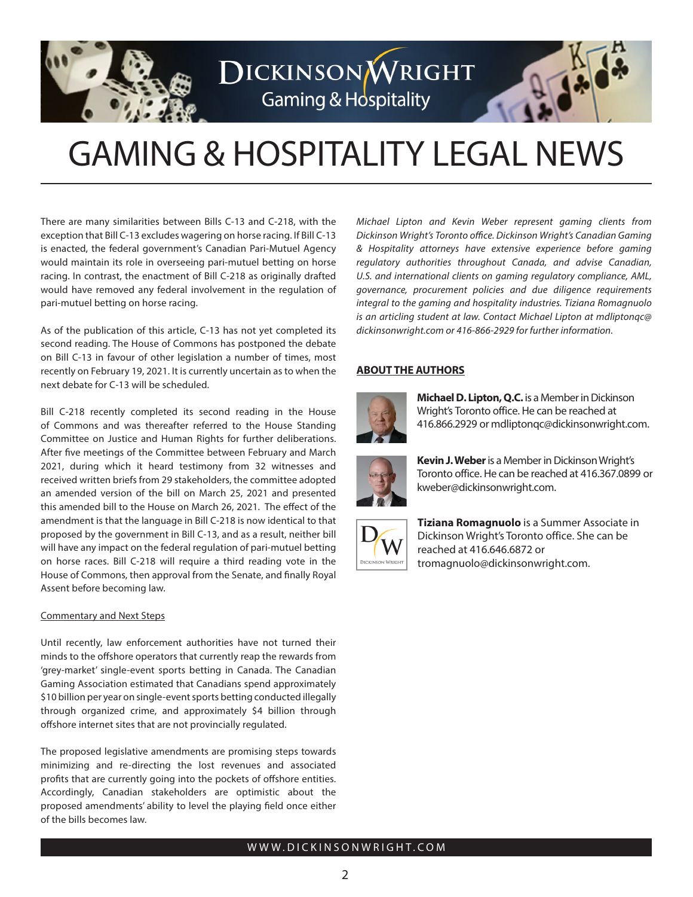# GAMING & HOSPITALITY LEGAL NEWS

There are many similarities between Bills C-13 and C-218, with the exception that Bill C-13 excludes wagering on horse racing. If Bill C-13 is enacted, the federal government's Canadian Pari-Mutuel Agency would maintain its role in overseeing pari-mutuel betting on horse racing. In contrast, the enactment of Bill C-218 as originally drafted would have removed any federal involvement in the regulation of pari-mutuel betting on horse racing.

As of the publication of this article, C-13 has not yet completed its second reading. The House of Commons has postponed the debate on Bill C-13 in favour of other legislation a number of times, most recently on February 19, 2021. It is currently uncertain as to when the next debate for C-13 will be scheduled.

Bill C-218 recently completed its second reading in the House of Commons and was thereafter referred to the House Standing Committee on Justice and Human Rights for further deliberations. After five meetings of the Committee between February and March 2021, during which it heard testimony from 32 witnesses and received written briefs from 29 stakeholders, the committee adopted an amended version of the bill on March 25, 2021 and presented this amended bill to the House on March 26, 2021. The effect of the amendment is that the language in Bill C-218 is now identical to that proposed by the government in Bill C-13, and as a result, neither bill will have any impact on the federal regulation of pari-mutuel betting on horse races. Bill C-218 will require a third reading vote in the House of Commons, then approval from the Senate, and finally Royal Assent before becoming law.

Commentary and Next Steps

Until recently, law enforcement authorities have not turned their minds to the offshore operators that currently reap the rewards from 'grey-market' single-event sports betting in Canada. The Canadian Gaming Association estimated that Canadians spend approximately $10 billion per year on single-event sports betting conducted illegally through organized crime, and approximately $4 billion through offshore internet sites that are not provincially regulated.

The proposed legislative amendments are promising steps towards minimizing and re-directing the lost revenues and associated profits that are currently going into the pockets of offshore entities. Accordingly, Canadian stakeholders are optimistic about the proposed amendments' ability to level the playing field once either of the bills becomes law.

*Michael Lipton and Kevin Weber represent gaming clients from Dickinson Wright's Toronto office. Dickinson Wright's Canadian Gaming & Hospitality attorneys have extensive experience before gaming regulatory authorities throughout Canada, and advise Canadian, U.S. and international clients on gaming regulatory compliance, AML, governance, procurement policies and due diligence requirements integral to the gaming and hospitality industries. Tiziana Romagnuolo is an articling student at law. Contact Michael Lipton at mdliptonqc@dickinsonwright.com or 416-866-2929 for further information.*

## ABOUT THE AUTHORS

**Michael D. Lipton, Q.C.** is a Member in Dickinson Wright's Toronto office. He can be reached at 416.866.2929 or mdliptonqc@dickinsonwright.com.

**Kevin J. Weber** is a Member in Dickinson Wright's Toronto office. He can be reached at 416.367.0899 or kweber@dickinsonwright.com.

**Tiziana Romagnuolo** is a Summer Associate in Dickinson Wright's Toronto office. She can be reached at 416.646.6872 or tromagnuolo@dickinsonwright.com.